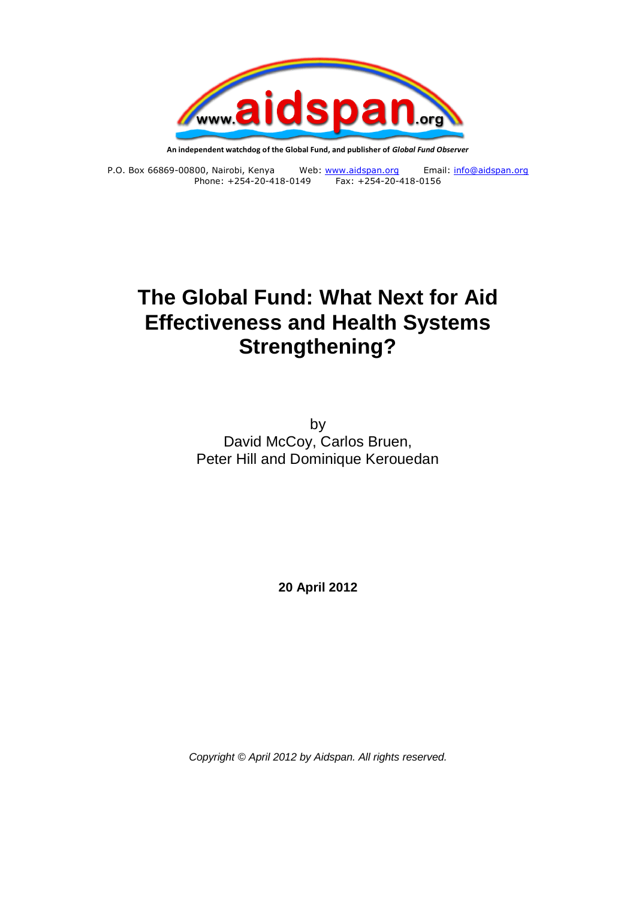www.aidspan.org

**An independent watchdog of the Global Fund, and publisher of *Global Fund Observer***

P.O. Box 66869-00800, Nairobi, Kenya Web: [www.aidspan.org](http://www.aidspan.org) Email: [info@aidspan.org](mailto:info@aidspan.org)
Phone: +254-20-418-0149 Fax: +254-20-418-0156

# The Global Fund: What Next for Aid Effectiveness and Health Systems Strengthening?

by
David McCoy, Carlos Bruen,
Peter Hill and Dominique Kerouedan

**20 April 2012**

*Copyright © April 2012 by Aidspan. All rights reserved.*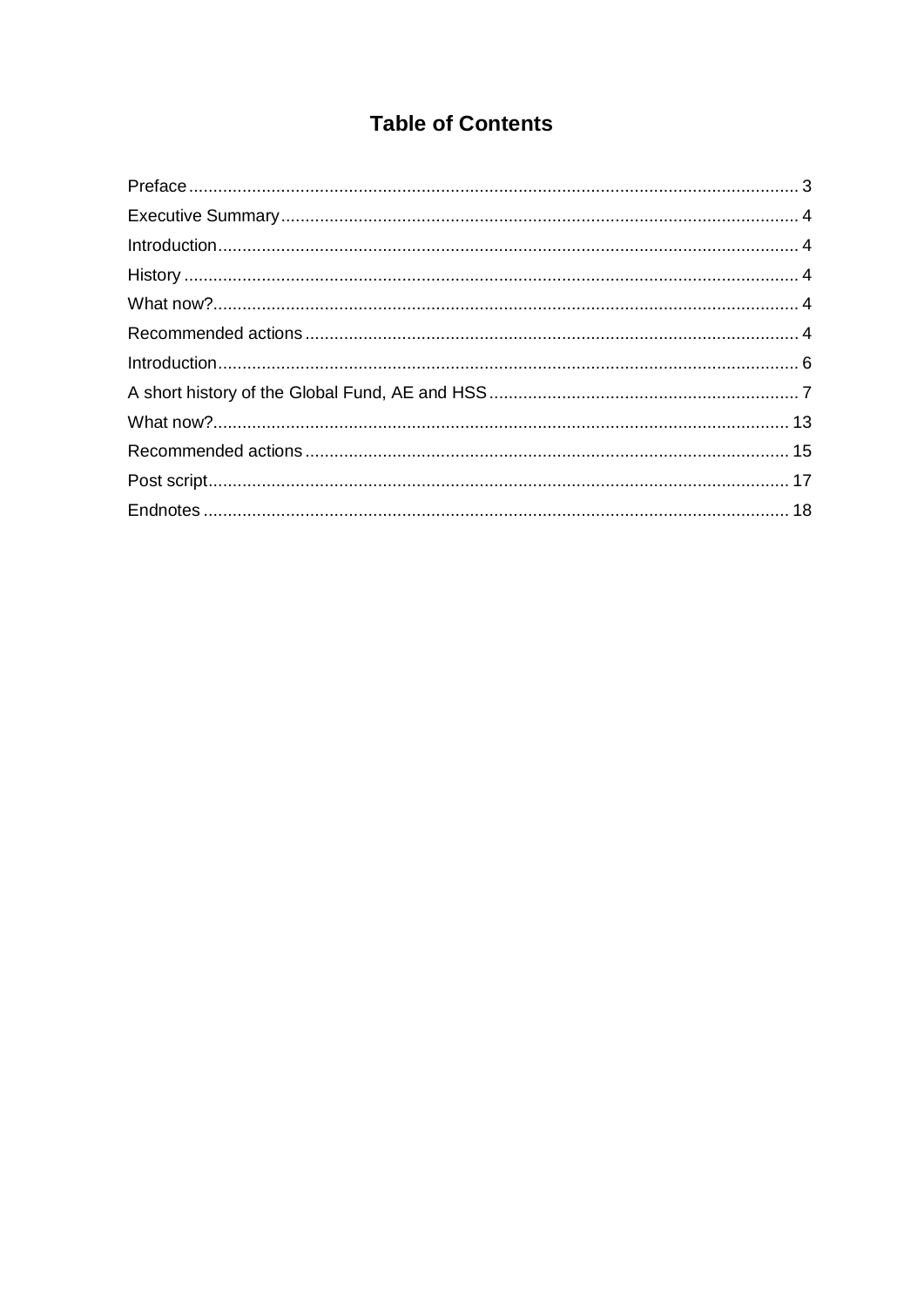## Table of Contents

Preface ........................................................................................................................ 3
Executive Summary ..................................................................................................... 4
Introduction ................................................................................................................. 4
History ........................................................................................................................ 4
What now? .................................................................................................................. 4
Recommended actions ................................................................................................ 4
Introduction ................................................................................................................. 6
A short history of the Global Fund, AE and HSS ......................................................... 7
What now? .................................................................................................................. 13
Recommended actions ................................................................................................ 15
Post script ................................................................................................................... 17
Endnotes .................................................................................................................... 18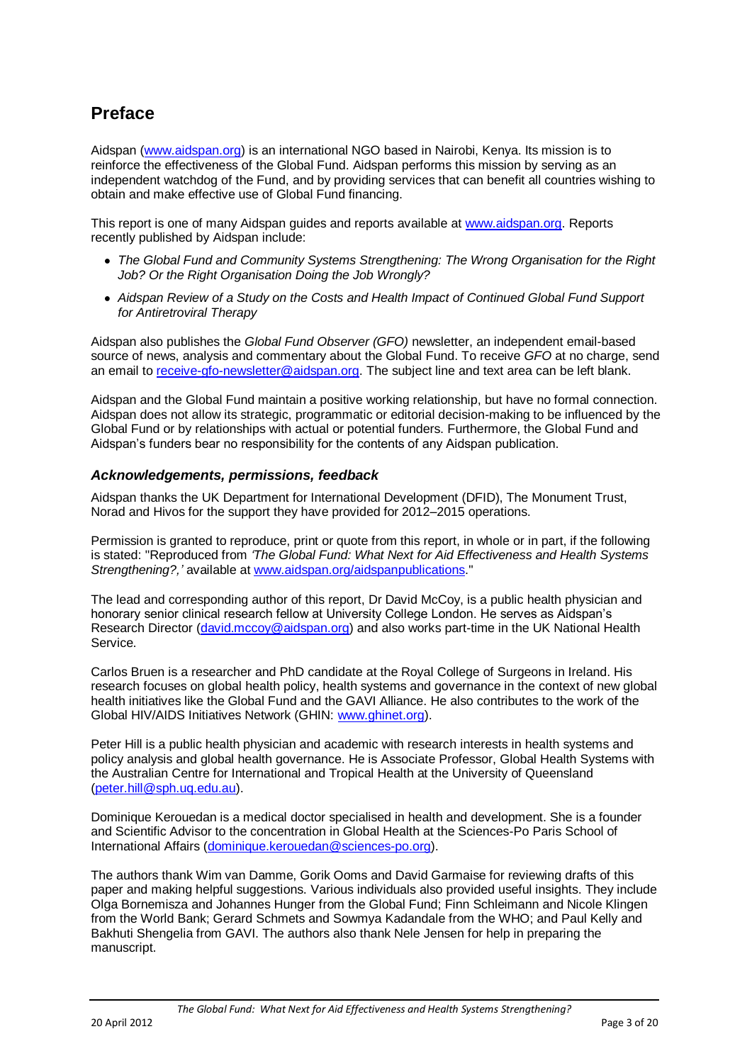## Preface

Aidspan (www.aidspan.org) is an international NGO based in Nairobi, Kenya. Its mission is to reinforce the effectiveness of the Global Fund. Aidspan performs this mission by serving as an independent watchdog of the Fund, and by providing services that can benefit all countries wishing to obtain and make effective use of Global Fund financing.

This report is one of many Aidspan guides and reports available at www.aidspan.org. Reports recently published by Aidspan include:

- *The Global Fund and Community Systems Strengthening: The Wrong Organisation for the Right Job? Or the Right Organisation Doing the Job Wrongly?*
- *Aidspan Review of a Study on the Costs and Health Impact of Continued Global Fund Support for Antiretroviral Therapy*

Aidspan also publishes the *Global Fund Observer (GFO)* newsletter, an independent email-based source of news, analysis and commentary about the Global Fund. To receive *GFO* at no charge, send an email to receive-gfo-newsletter@aidspan.org. The subject line and text area can be left blank.

Aidspan and the Global Fund maintain a positive working relationship, but have no formal connection. Aidspan does not allow its strategic, programmatic or editorial decision-making to be influenced by the Global Fund or by relationships with actual or potential funders. Furthermore, the Global Fund and Aidspan's funders bear no responsibility for the contents of any Aidspan publication.

### *Acknowledgements, permissions, feedback*

Aidspan thanks the UK Department for International Development (DFID), The Monument Trust, Norad and Hivos for the support they have provided for 2012–2015 operations.

Permission is granted to reproduce, print or quote from this report, in whole or in part, if the following is stated: "Reproduced from *'The Global Fund: What Next for Aid Effectiveness and Health Systems Strengthening?,'* available at www.aidspan.org/aidspanpublications."

The lead and corresponding author of this report, Dr David McCoy, is a public health physician and honorary senior clinical research fellow at University College London. He serves as Aidspan's Research Director (david.mccoy@aidspan.org) and also works part-time in the UK National Health Service.

Carlos Bruen is a researcher and PhD candidate at the Royal College of Surgeons in Ireland. His research focuses on global health policy, health systems and governance in the context of new global health initiatives like the Global Fund and the GAVI Alliance. He also contributes to the work of the Global HIV/AIDS Initiatives Network (GHIN: www.ghinet.org).

Peter Hill is a public health physician and academic with research interests in health systems and policy analysis and global health governance. He is Associate Professor, Global Health Systems with the Australian Centre for International and Tropical Health at the University of Queensland (peter.hill@sph.uq.edu.au).

Dominique Kerouedan is a medical doctor specialised in health and development. She is a founder and Scientific Advisor to the concentration in Global Health at the Sciences-Po Paris School of International Affairs (dominique.kerouedan@sciences-po.org).

The authors thank Wim van Damme, Gorik Ooms and David Garmaise for reviewing drafts of this paper and making helpful suggestions. Various individuals also provided useful insights. They include Olga Bornemisza and Johannes Hunger from the Global Fund; Finn Schleimann and Nicole Klingen from the World Bank; Gerard Schmets and Sowmya Kadandale from the WHO; and Paul Kelly and Bakhuti Shengelia from GAVI. The authors also thank Nele Jensen for help in preparing the manuscript.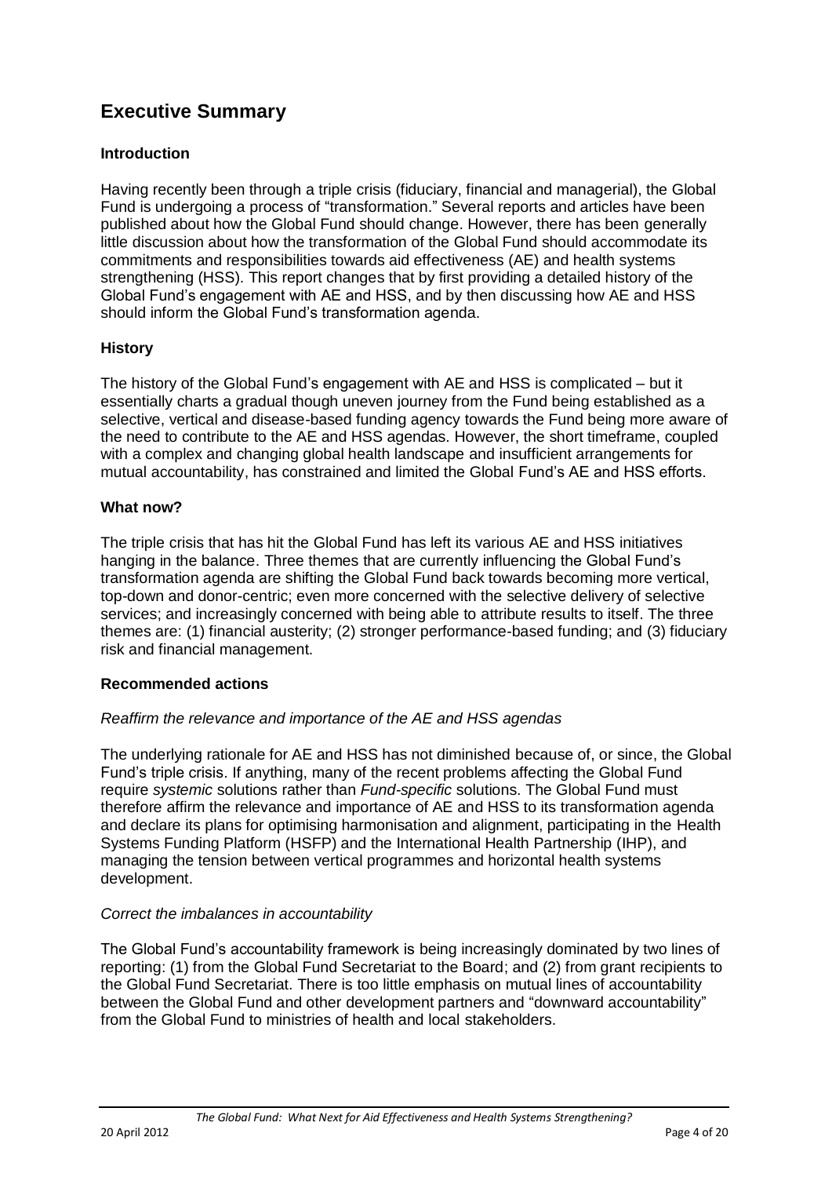# Executive Summary

### Introduction

Having recently been through a triple crisis (fiduciary, financial and managerial), the Global Fund is undergoing a process of "transformation." Several reports and articles have been published about how the Global Fund should change. However, there has been generally little discussion about how the transformation of the Global Fund should accommodate its commitments and responsibilities towards aid effectiveness (AE) and health systems strengthening (HSS). This report changes that by first providing a detailed history of the Global Fund's engagement with AE and HSS, and by then discussing how AE and HSS should inform the Global Fund's transformation agenda.

### History

The history of the Global Fund's engagement with AE and HSS is complicated – but it essentially charts a gradual though uneven journey from the Fund being established as a selective, vertical and disease-based funding agency towards the Fund being more aware of the need to contribute to the AE and HSS agendas. However, the short timeframe, coupled with a complex and changing global health landscape and insufficient arrangements for mutual accountability, has constrained and limited the Global Fund's AE and HSS efforts.

### What now?

The triple crisis that has hit the Global Fund has left its various AE and HSS initiatives hanging in the balance. Three themes that are currently influencing the Global Fund's transformation agenda are shifting the Global Fund back towards becoming more vertical, top-down and donor-centric; even more concerned with the selective delivery of selective services; and increasingly concerned with being able to attribute results to itself. The three themes are: (1) financial austerity; (2) stronger performance-based funding; and (3) fiduciary risk and financial management.

### Recommended actions

*Reaffirm the relevance and importance of the AE and HSS agendas*

The underlying rationale for AE and HSS has not diminished because of, or since, the Global Fund's triple crisis. If anything, many of the recent problems affecting the Global Fund require *systemic* solutions rather than *Fund-specific* solutions. The Global Fund must therefore affirm the relevance and importance of AE and HSS to its transformation agenda and declare its plans for optimising harmonisation and alignment, participating in the Health Systems Funding Platform (HSFP) and the International Health Partnership (IHP), and managing the tension between vertical programmes and horizontal health systems development.

*Correct the imbalances in accountability*

The Global Fund's accountability framework is being increasingly dominated by two lines of reporting: (1) from the Global Fund Secretariat to the Board; and (2) from grant recipients to the Global Fund Secretariat. There is too little emphasis on mutual lines of accountability between the Global Fund and other development partners and "downward accountability" from the Global Fund to ministries of health and local stakeholders.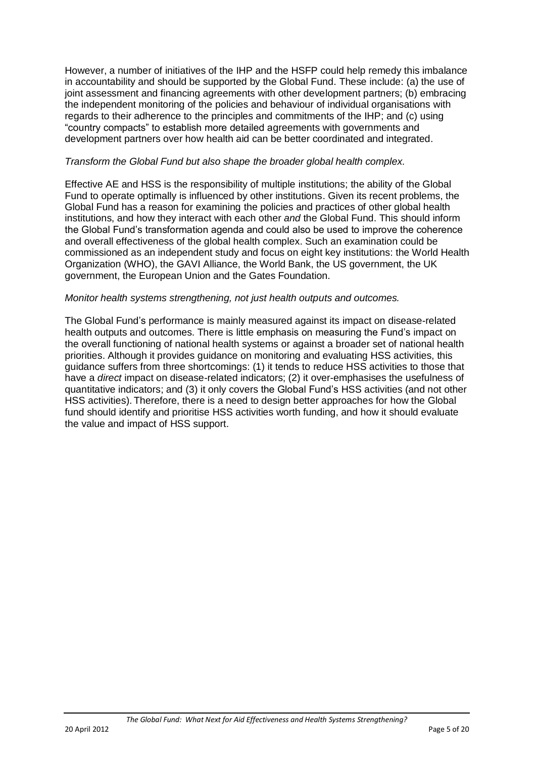However, a number of initiatives of the IHP and the HSFP could help remedy this imbalance in accountability and should be supported by the Global Fund. These include: (a) the use of joint assessment and financing agreements with other development partners; (b) embracing the independent monitoring of the policies and behaviour of individual organisations with regards to their adherence to the principles and commitments of the IHP; and (c) using "country compacts" to establish more detailed agreements with governments and development partners over how health aid can be better coordinated and integrated.

*Transform the Global Fund but also shape the broader global health complex.*

Effective AE and HSS is the responsibility of multiple institutions; the ability of the Global Fund to operate optimally is influenced by other institutions. Given its recent problems, the Global Fund has a reason for examining the policies and practices of other global health institutions, and how they interact with each other *and* the Global Fund. This should inform the Global Fund's transformation agenda and could also be used to improve the coherence and overall effectiveness of the global health complex. Such an examination could be commissioned as an independent study and focus on eight key institutions: the World Health Organization (WHO), the GAVI Alliance, the World Bank, the US government, the UK government, the European Union and the Gates Foundation.

*Monitor health systems strengthening, not just health outputs and outcomes.*

The Global Fund's performance is mainly measured against its impact on disease-related health outputs and outcomes. There is little emphasis on measuring the Fund's impact on the overall functioning of national health systems or against a broader set of national health priorities. Although it provides guidance on monitoring and evaluating HSS activities, this guidance suffers from three shortcomings: (1) it tends to reduce HSS activities to those that have a *direct* impact on disease-related indicators; (2) it over-emphasises the usefulness of quantitative indicators; and (3) it only covers the Global Fund's HSS activities (and not other HSS activities). Therefore, there is a need to design better approaches for how the Global fund should identify and prioritise HSS activities worth funding, and how it should evaluate the value and impact of HSS support.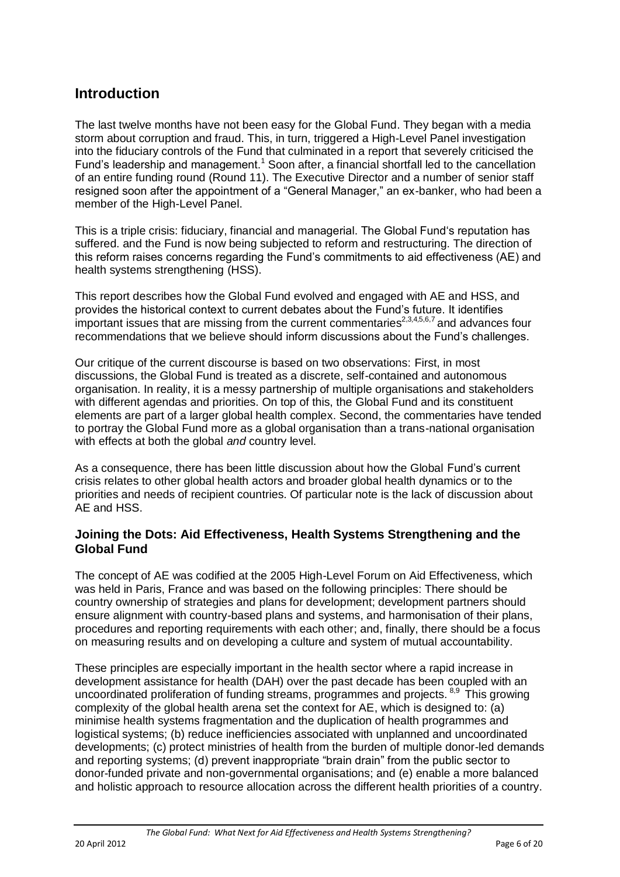## Introduction

The last twelve months have not been easy for the Global Fund. They began with a media storm about corruption and fraud. This, in turn, triggered a High-Level Panel investigation into the fiduciary controls of the Fund that culminated in a report that severely criticised the Fund's leadership and management.[1] Soon after, a financial shortfall led to the cancellation of an entire funding round (Round 11). The Executive Director and a number of senior staff resigned soon after the appointment of a "General Manager," an ex-banker, who had been a member of the High-Level Panel.

This is a triple crisis: fiduciary, financial and managerial. The Global Fund's reputation has suffered. and the Fund is now being subjected to reform and restructuring. The direction of this reform raises concerns regarding the Fund's commitments to aid effectiveness (AE) and health systems strengthening (HSS).

This report describes how the Global Fund evolved and engaged with AE and HSS, and provides the historical context to current debates about the Fund's future. It identifies important issues that are missing from the current commentaries[2,3,4,5,6,7] and advances four recommendations that we believe should inform discussions about the Fund's challenges.

Our critique of the current discourse is based on two observations: First, in most discussions, the Global Fund is treated as a discrete, self-contained and autonomous organisation. In reality, it is a messy partnership of multiple organisations and stakeholders with different agendas and priorities. On top of this, the Global Fund and its constituent elements are part of a larger global health complex. Second, the commentaries have tended to portray the Global Fund more as a global organisation than a trans-national organisation with effects at both the global *and* country level.

As a consequence, there has been little discussion about how the Global Fund's current crisis relates to other global health actors and broader global health dynamics or to the priorities and needs of recipient countries. Of particular note is the lack of discussion about AE and HSS.

### Joining the Dots: Aid Effectiveness, Health Systems Strengthening and the Global Fund

The concept of AE was codified at the 2005 High-Level Forum on Aid Effectiveness, which was held in Paris, France and was based on the following principles: There should be country ownership of strategies and plans for development; development partners should ensure alignment with country-based plans and systems, and harmonisation of their plans, procedures and reporting requirements with each other; and, finally, there should be a focus on measuring results and on developing a culture and system of mutual accountability.

These principles are especially important in the health sector where a rapid increase in development assistance for health (DAH) over the past decade has been coupled with an uncoordinated proliferation of funding streams, programmes and projects.[8,9] This growing complexity of the global health arena set the context for AE, which is designed to: (a) minimise health systems fragmentation and the duplication of health programmes and logistical systems; (b) reduce inefficiencies associated with unplanned and uncoordinated developments; (c) protect ministries of health from the burden of multiple donor-led demands and reporting systems; (d) prevent inappropriate "brain drain" from the public sector to donor-funded private and non-governmental organisations; and (e) enable a more balanced and holistic approach to resource allocation across the different health priorities of a country.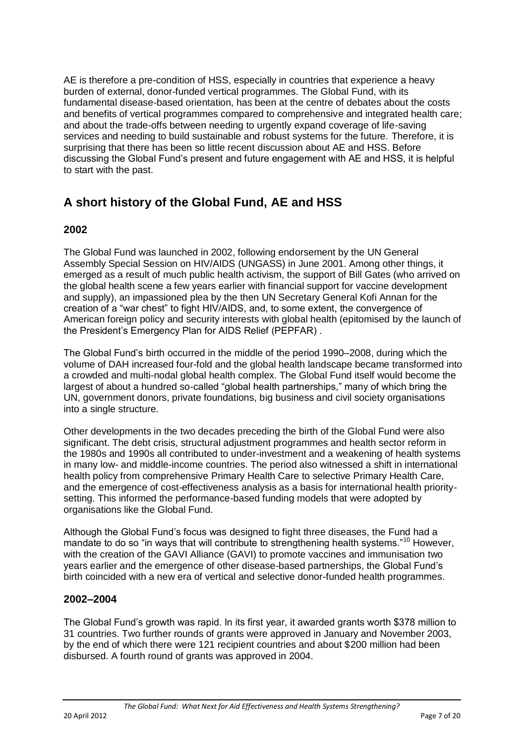AE is therefore a pre-condition of HSS, especially in countries that experience a heavy burden of external, donor-funded vertical programmes. The Global Fund, with its fundamental disease-based orientation, has been at the centre of debates about the costs and benefits of vertical programmes compared to comprehensive and integrated health care; and about the trade-offs between needing to urgently expand coverage of life-saving services and needing to build sustainable and robust systems for the future. Therefore, it is surprising that there has been so little recent discussion about AE and HSS. Before discussing the Global Fund's present and future engagement with AE and HSS, it is helpful to start with the past.

## A short history of the Global Fund, AE and HSS

### 2002

The Global Fund was launched in 2002, following endorsement by the UN General Assembly Special Session on HIV/AIDS (UNGASS) in June 2001. Among other things, it emerged as a result of much public health activism, the support of Bill Gates (who arrived on the global health scene a few years earlier with financial support for vaccine development and supply), an impassioned plea by the then UN Secretary General Kofi Annan for the creation of a "war chest" to fight HIV/AIDS, and, to some extent, the convergence of American foreign policy and security interests with global health (epitomised by the launch of the President's Emergency Plan for AIDS Relief (PEPFAR) .

The Global Fund's birth occurred in the middle of the period 1990–2008, during which the volume of DAH increased four-fold and the global health landscape became transformed into a crowded and multi-nodal global health complex. The Global Fund itself would become the largest of about a hundred so-called "global health partnerships," many of which bring the UN, government donors, private foundations, big business and civil society organisations into a single structure.

Other developments in the two decades preceding the birth of the Global Fund were also significant. The debt crisis, structural adjustment programmes and health sector reform in the 1980s and 1990s all contributed to under-investment and a weakening of health systems in many low- and middle-income countries. The period also witnessed a shift in international health policy from comprehensive Primary Health Care to selective Primary Health Care, and the emergence of cost-effectiveness analysis as a basis for international health priority-setting. This informed the performance-based funding models that were adopted by organisations like the Global Fund.

Although the Global Fund's focus was designed to fight three diseases, the Fund had a mandate to do so "in ways that will contribute to strengthening health systems."[10] However, with the creation of the GAVI Alliance (GAVI) to promote vaccines and immunisation two years earlier and the emergence of other disease-based partnerships, the Global Fund's birth coincided with a new era of vertical and selective donor-funded health programmes.

### 2002–2004

The Global Fund's growth was rapid. In its first year, it awarded grants worth \$378 million to 31 countries. Two further rounds of grants were approved in January and November 2003, by the end of which there were 121 recipient countries and about \$200 million had been disbursed. A fourth round of grants was approved in 2004.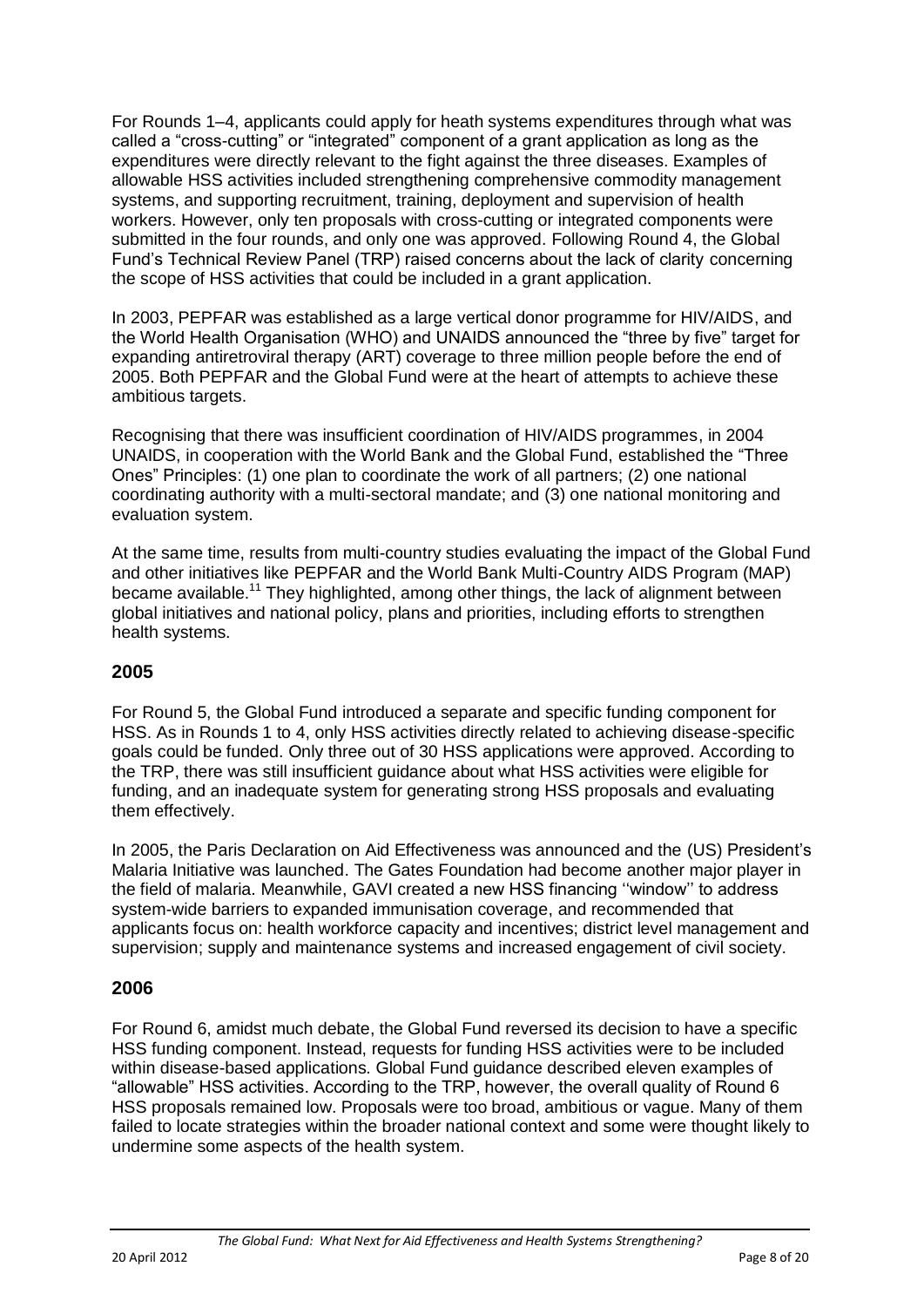For Rounds 1–4, applicants could apply for heath systems expenditures through what was called a "cross-cutting" or "integrated" component of a grant application as long as the expenditures were directly relevant to the fight against the three diseases. Examples of allowable HSS activities included strengthening comprehensive commodity management systems, and supporting recruitment, training, deployment and supervision of health workers. However, only ten proposals with cross-cutting or integrated components were submitted in the four rounds, and only one was approved. Following Round 4, the Global Fund's Technical Review Panel (TRP) raised concerns about the lack of clarity concerning the scope of HSS activities that could be included in a grant application.

In 2003, PEPFAR was established as a large vertical donor programme for HIV/AIDS, and the World Health Organisation (WHO) and UNAIDS announced the "three by five" target for expanding antiretroviral therapy (ART) coverage to three million people before the end of 2005. Both PEPFAR and the Global Fund were at the heart of attempts to achieve these ambitious targets.

Recognising that there was insufficient coordination of HIV/AIDS programmes, in 2004 UNAIDS, in cooperation with the World Bank and the Global Fund, established the "Three Ones" Principles: (1) one plan to coordinate the work of all partners; (2) one national coordinating authority with a multi-sectoral mandate; and (3) one national monitoring and evaluation system.

At the same time, results from multi-country studies evaluating the impact of the Global Fund and other initiatives like PEPFAR and the World Bank Multi-Country AIDS Program (MAP) became available.[11] They highlighted, among other things, the lack of alignment between global initiatives and national policy, plans and priorities, including efforts to strengthen health systems.

## 2005

For Round 5, the Global Fund introduced a separate and specific funding component for HSS. As in Rounds 1 to 4, only HSS activities directly related to achieving disease-specific goals could be funded. Only three out of 30 HSS applications were approved. According to the TRP, there was still insufficient guidance about what HSS activities were eligible for funding, and an inadequate system for generating strong HSS proposals and evaluating them effectively.

In 2005, the Paris Declaration on Aid Effectiveness was announced and the (US) President's Malaria Initiative was launched. The Gates Foundation had become another major player in the field of malaria. Meanwhile, GAVI created a new HSS financing ''window'' to address system-wide barriers to expanded immunisation coverage, and recommended that applicants focus on: health workforce capacity and incentives; district level management and supervision; supply and maintenance systems and increased engagement of civil society.

## 2006

For Round 6, amidst much debate, the Global Fund reversed its decision to have a specific HSS funding component. Instead, requests for funding HSS activities were to be included within disease-based applications. Global Fund guidance described eleven examples of "allowable" HSS activities. According to the TRP, however, the overall quality of Round 6 HSS proposals remained low. Proposals were too broad, ambitious or vague. Many of them failed to locate strategies within the broader national context and some were thought likely to undermine some aspects of the health system.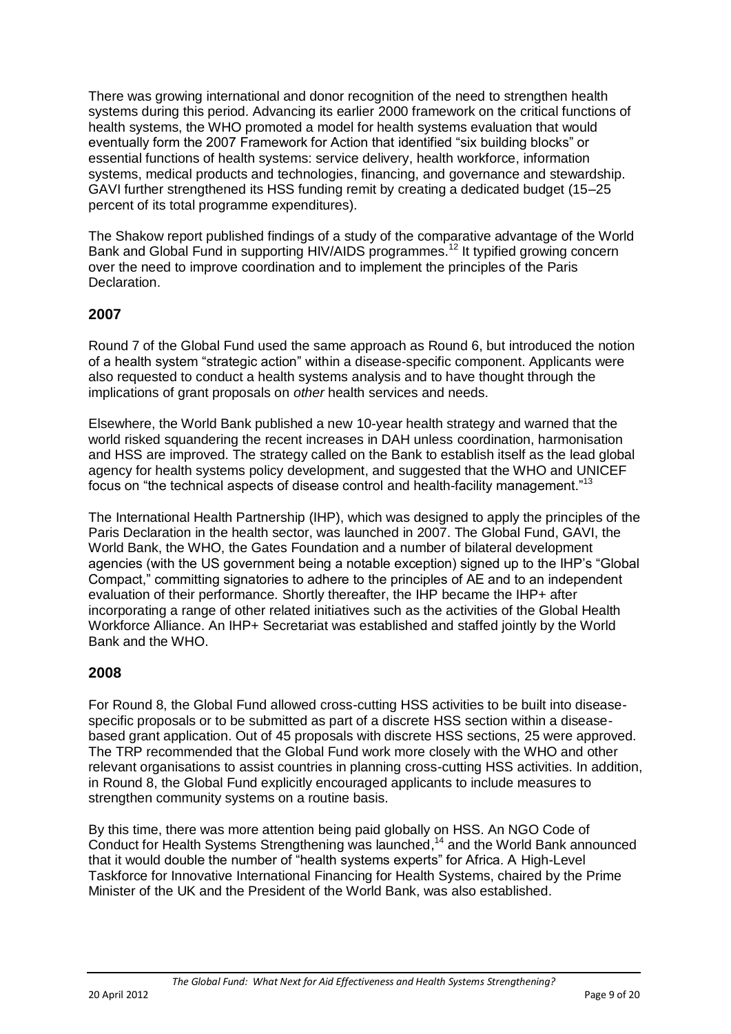There was growing international and donor recognition of the need to strengthen health systems during this period. Advancing its earlier 2000 framework on the critical functions of health systems, the WHO promoted a model for health systems evaluation that would eventually form the 2007 Framework for Action that identified "six building blocks" or essential functions of health systems: service delivery, health workforce, information systems, medical products and technologies, financing, and governance and stewardship. GAVI further strengthened its HSS funding remit by creating a dedicated budget (15–25 percent of its total programme expenditures).

The Shakow report published findings of a study of the comparative advantage of the World Bank and Global Fund in supporting HIV/AIDS programmes.[12] It typified growing concern over the need to improve coordination and to implement the principles of the Paris Declaration.

## 2007

Round 7 of the Global Fund used the same approach as Round 6, but introduced the notion of a health system "strategic action" within a disease-specific component. Applicants were also requested to conduct a health systems analysis and to have thought through the implications of grant proposals on *other* health services and needs.

Elsewhere, the World Bank published a new 10-year health strategy and warned that the world risked squandering the recent increases in DAH unless coordination, harmonisation and HSS are improved. The strategy called on the Bank to establish itself as the lead global agency for health systems policy development, and suggested that the WHO and UNICEF focus on "the technical aspects of disease control and health-facility management."[13]

The International Health Partnership (IHP), which was designed to apply the principles of the Paris Declaration in the health sector, was launched in 2007. The Global Fund, GAVI, the World Bank, the WHO, the Gates Foundation and a number of bilateral development agencies (with the US government being a notable exception) signed up to the IHP's "Global Compact," committing signatories to adhere to the principles of AE and to an independent evaluation of their performance. Shortly thereafter, the IHP became the IHP+ after incorporating a range of other related initiatives such as the activities of the Global Health Workforce Alliance. An IHP+ Secretariat was established and staffed jointly by the World Bank and the WHO.

## 2008

For Round 8, the Global Fund allowed cross-cutting HSS activities to be built into disease-specific proposals or to be submitted as part of a discrete HSS section within a disease-based grant application. Out of 45 proposals with discrete HSS sections, 25 were approved. The TRP recommended that the Global Fund work more closely with the WHO and other relevant organisations to assist countries in planning cross-cutting HSS activities. In addition, in Round 8, the Global Fund explicitly encouraged applicants to include measures to strengthen community systems on a routine basis.

By this time, there was more attention being paid globally on HSS. An NGO Code of Conduct for Health Systems Strengthening was launched,[14] and the World Bank announced that it would double the number of "health systems experts" for Africa. A High-Level Taskforce for Innovative International Financing for Health Systems, chaired by the Prime Minister of the UK and the President of the World Bank, was also established.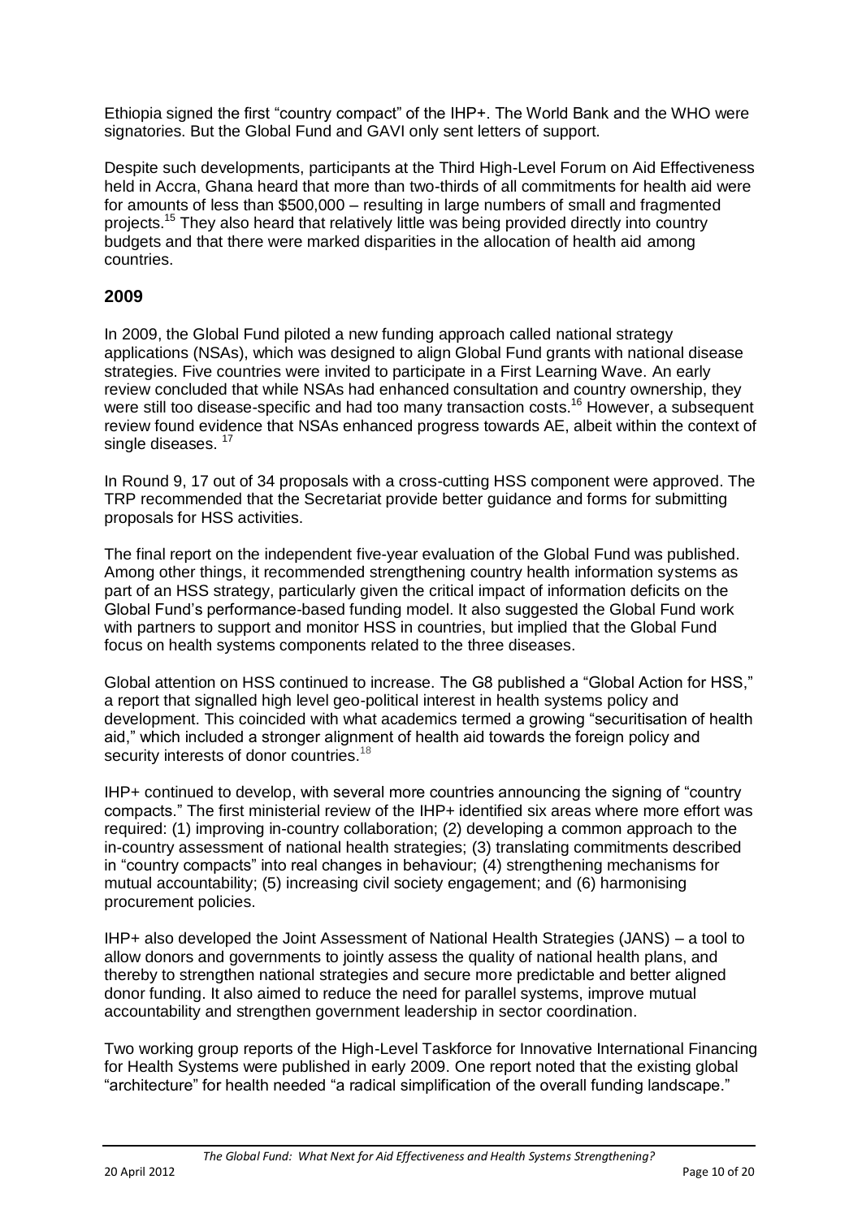Ethiopia signed the first "country compact" of the IHP+. The World Bank and the WHO were signatories. But the Global Fund and GAVI only sent letters of support.

Despite such developments, participants at the Third High-Level Forum on Aid Effectiveness held in Accra, Ghana heard that more than two-thirds of all commitments for health aid were for amounts of less than $500,000 – resulting in large numbers of small and fragmented projects.[15] They also heard that relatively little was being provided directly into country budgets and that there were marked disparities in the allocation of health aid among countries.

## 2009

In 2009, the Global Fund piloted a new funding approach called national strategy applications (NSAs), which was designed to align Global Fund grants with national disease strategies. Five countries were invited to participate in a First Learning Wave. An early review concluded that while NSAs had enhanced consultation and country ownership, they were still too disease-specific and had too many transaction costs.[16] However, a subsequent review found evidence that NSAs enhanced progress towards AE, albeit within the context of single diseases.[17]

In Round 9, 17 out of 34 proposals with a cross-cutting HSS component were approved. The TRP recommended that the Secretariat provide better guidance and forms for submitting proposals for HSS activities.

The final report on the independent five-year evaluation of the Global Fund was published. Among other things, it recommended strengthening country health information systems as part of an HSS strategy, particularly given the critical impact of information deficits on the Global Fund's performance-based funding model. It also suggested the Global Fund work with partners to support and monitor HSS in countries, but implied that the Global Fund focus on health systems components related to the three diseases.

Global attention on HSS continued to increase. The G8 published a "Global Action for HSS," a report that signalled high level geo-political interest in health systems policy and development. This coincided with what academics termed a growing "securitisation of health aid," which included a stronger alignment of health aid towards the foreign policy and security interests of donor countries.[18]

IHP+ continued to develop, with several more countries announcing the signing of "country compacts." The first ministerial review of the IHP+ identified six areas where more effort was required: (1) improving in-country collaboration; (2) developing a common approach to the in-country assessment of national health strategies; (3) translating commitments described in "country compacts" into real changes in behaviour; (4) strengthening mechanisms for mutual accountability; (5) increasing civil society engagement; and (6) harmonising procurement policies.

IHP+ also developed the Joint Assessment of National Health Strategies (JANS) – a tool to allow donors and governments to jointly assess the quality of national health plans, and thereby to strengthen national strategies and secure more predictable and better aligned donor funding. It also aimed to reduce the need for parallel systems, improve mutual accountability and strengthen government leadership in sector coordination.

Two working group reports of the High-Level Taskforce for Innovative International Financing for Health Systems were published in early 2009. One report noted that the existing global "architecture" for health needed "a radical simplification of the overall funding landscape."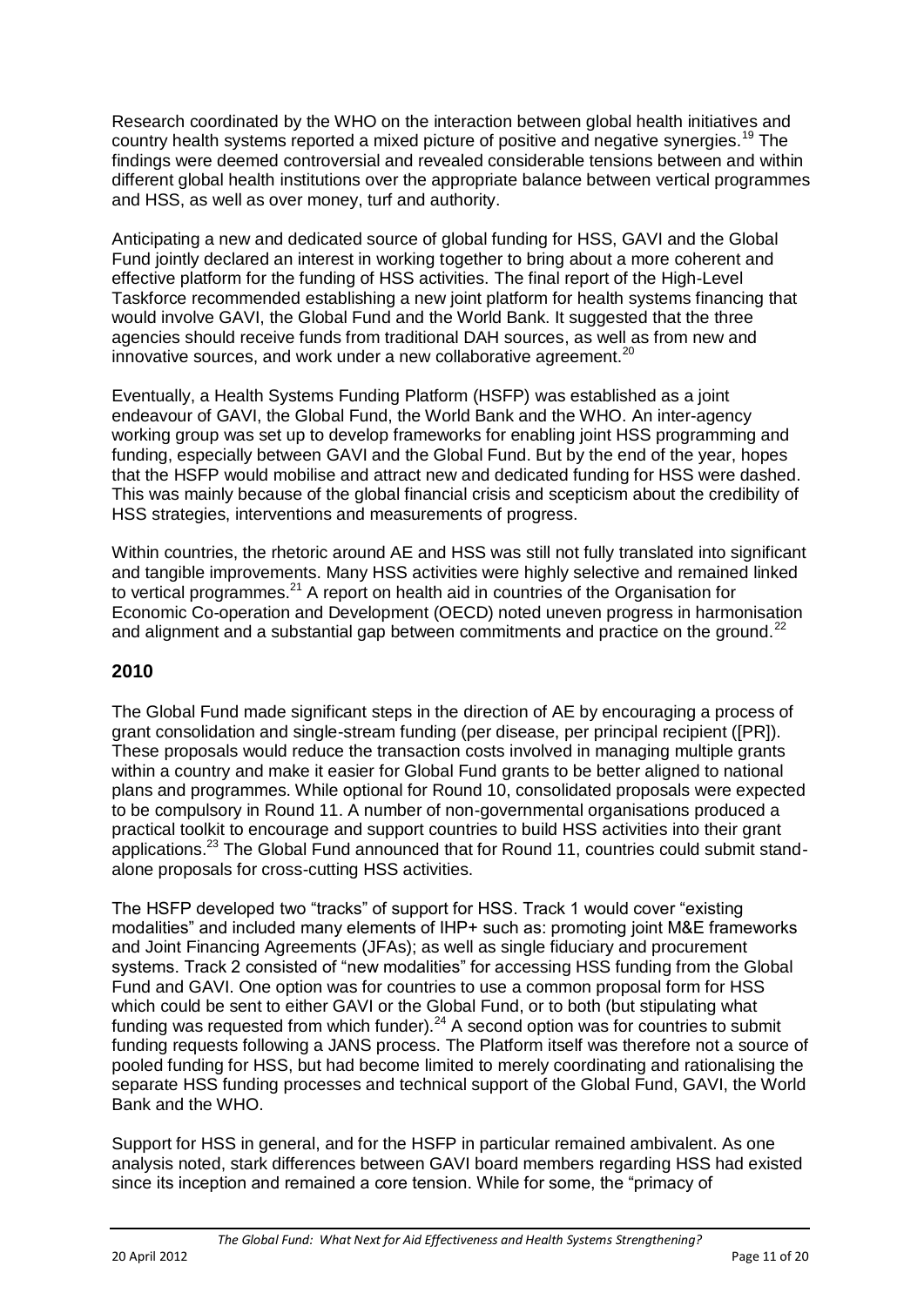Research coordinated by the WHO on the interaction between global health initiatives and country health systems reported a mixed picture of positive and negative synergies.[19] The findings were deemed controversial and revealed considerable tensions between and within different global health institutions over the appropriate balance between vertical programmes and HSS, as well as over money, turf and authority.

Anticipating a new and dedicated source of global funding for HSS, GAVI and the Global Fund jointly declared an interest in working together to bring about a more coherent and effective platform for the funding of HSS activities. The final report of the High-Level Taskforce recommended establishing a new joint platform for health systems financing that would involve GAVI, the Global Fund and the World Bank. It suggested that the three agencies should receive funds from traditional DAH sources, as well as from new and innovative sources, and work under a new collaborative agreement.[20]

Eventually, a Health Systems Funding Platform (HSFP) was established as a joint endeavour of GAVI, the Global Fund, the World Bank and the WHO. An inter-agency working group was set up to develop frameworks for enabling joint HSS programming and funding, especially between GAVI and the Global Fund. But by the end of the year, hopes that the HSFP would mobilise and attract new and dedicated funding for HSS were dashed. This was mainly because of the global financial crisis and scepticism about the credibility of HSS strategies, interventions and measurements of progress.

Within countries, the rhetoric around AE and HSS was still not fully translated into significant and tangible improvements. Many HSS activities were highly selective and remained linked to vertical programmes.[21] A report on health aid in countries of the Organisation for Economic Co-operation and Development (OECD) noted uneven progress in harmonisation and alignment and a substantial gap between commitments and practice on the ground.[22]

## 2010

The Global Fund made significant steps in the direction of AE by encouraging a process of grant consolidation and single-stream funding (per disease, per principal recipient ([PR]). These proposals would reduce the transaction costs involved in managing multiple grants within a country and make it easier for Global Fund grants to be better aligned to national plans and programmes. While optional for Round 10, consolidated proposals were expected to be compulsory in Round 11. A number of non-governmental organisations produced a practical toolkit to encourage and support countries to build HSS activities into their grant applications.[23] The Global Fund announced that for Round 11, countries could submit stand-alone proposals for cross-cutting HSS activities.

The HSFP developed two "tracks" of support for HSS. Track 1 would cover "existing modalities" and included many elements of IHP+ such as: promoting joint M&E frameworks and Joint Financing Agreements (JFAs); as well as single fiduciary and procurement systems. Track 2 consisted of "new modalities" for accessing HSS funding from the Global Fund and GAVI. One option was for countries to use a common proposal form for HSS which could be sent to either GAVI or the Global Fund, or to both (but stipulating what funding was requested from which funder).[24] A second option was for countries to submit funding requests following a JANS process. The Platform itself was therefore not a source of pooled funding for HSS, but had become limited to merely coordinating and rationalising the separate HSS funding processes and technical support of the Global Fund, GAVI, the World Bank and the WHO.

Support for HSS in general, and for the HSFP in particular remained ambivalent. As one analysis noted, stark differences between GAVI board members regarding HSS had existed since its inception and remained a core tension. While for some, the "primacy of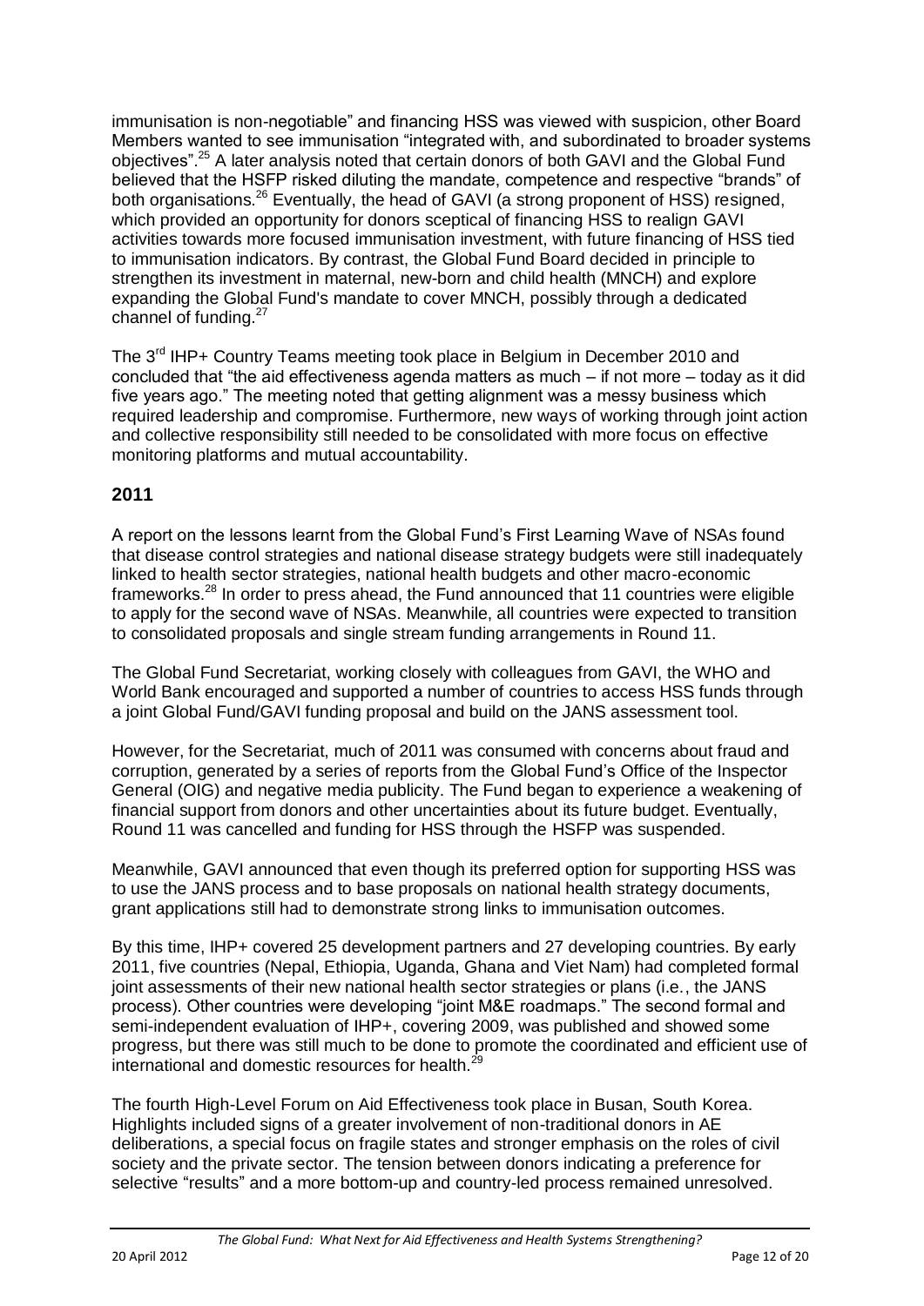immunisation is non-negotiable" and financing HSS was viewed with suspicion, other Board Members wanted to see immunisation "integrated with, and subordinated to broader systems objectives".[25] A later analysis noted that certain donors of both GAVI and the Global Fund believed that the HSFP risked diluting the mandate, competence and respective "brands" of both organisations.[26] Eventually, the head of GAVI (a strong proponent of HSS) resigned, which provided an opportunity for donors sceptical of financing HSS to realign GAVI activities towards more focused immunisation investment, with future financing of HSS tied to immunisation indicators. By contrast, the Global Fund Board decided in principle to strengthen its investment in maternal, new-born and child health (MNCH) and explore expanding the Global Fund's mandate to cover MNCH, possibly through a dedicated channel of funding.[27]

The 3rd IHP+ Country Teams meeting took place in Belgium in December 2010 and concluded that "the aid effectiveness agenda matters as much – if not more – today as it did five years ago." The meeting noted that getting alignment was a messy business which required leadership and compromise. Furthermore, new ways of working through joint action and collective responsibility still needed to be consolidated with more focus on effective monitoring platforms and mutual accountability.

## 2011

A report on the lessons learnt from the Global Fund's First Learning Wave of NSAs found that disease control strategies and national disease strategy budgets were still inadequately linked to health sector strategies, national health budgets and other macro-economic frameworks.[28] In order to press ahead, the Fund announced that 11 countries were eligible to apply for the second wave of NSAs. Meanwhile, all countries were expected to transition to consolidated proposals and single stream funding arrangements in Round 11.

The Global Fund Secretariat, working closely with colleagues from GAVI, the WHO and World Bank encouraged and supported a number of countries to access HSS funds through a joint Global Fund/GAVI funding proposal and build on the JANS assessment tool.

However, for the Secretariat, much of 2011 was consumed with concerns about fraud and corruption, generated by a series of reports from the Global Fund's Office of the Inspector General (OIG) and negative media publicity. The Fund began to experience a weakening of financial support from donors and other uncertainties about its future budget. Eventually, Round 11 was cancelled and funding for HSS through the HSFP was suspended.

Meanwhile, GAVI announced that even though its preferred option for supporting HSS was to use the JANS process and to base proposals on national health strategy documents, grant applications still had to demonstrate strong links to immunisation outcomes.

By this time, IHP+ covered 25 development partners and 27 developing countries. By early 2011, five countries (Nepal, Ethiopia, Uganda, Ghana and Viet Nam) had completed formal joint assessments of their new national health sector strategies or plans (i.e., the JANS process). Other countries were developing "joint M&E roadmaps." The second formal and semi-independent evaluation of IHP+, covering 2009, was published and showed some progress, but there was still much to be done to promote the coordinated and efficient use of international and domestic resources for health.[29]

The fourth High-Level Forum on Aid Effectiveness took place in Busan, South Korea. Highlights included signs of a greater involvement of non-traditional donors in AE deliberations, a special focus on fragile states and stronger emphasis on the roles of civil society and the private sector. The tension between donors indicating a preference for selective "results" and a more bottom-up and country-led process remained unresolved.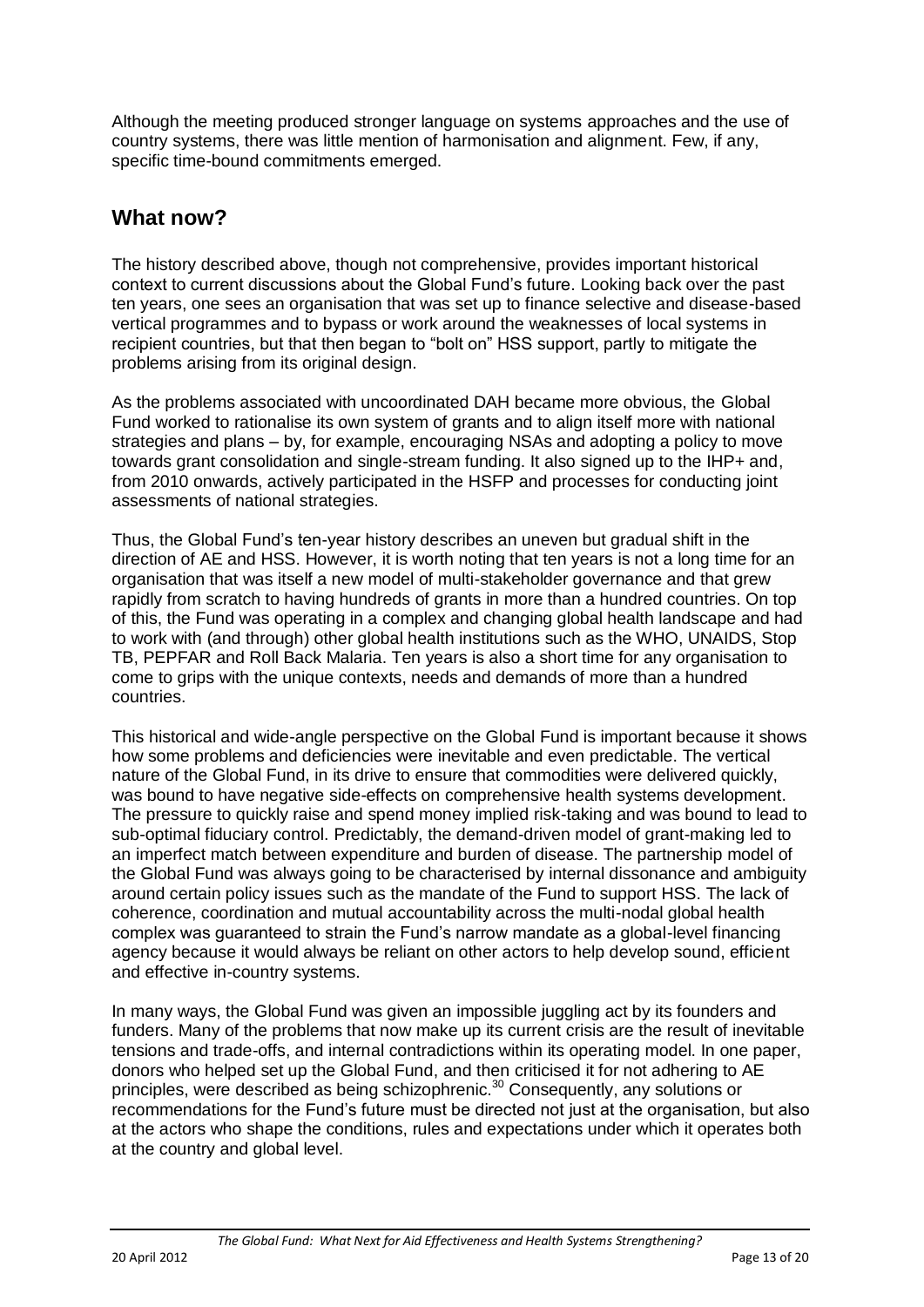Although the meeting produced stronger language on systems approaches and the use of country systems, there was little mention of harmonisation and alignment. Few, if any, specific time-bound commitments emerged.

## What now?

The history described above, though not comprehensive, provides important historical context to current discussions about the Global Fund's future. Looking back over the past ten years, one sees an organisation that was set up to finance selective and disease-based vertical programmes and to bypass or work around the weaknesses of local systems in recipient countries, but that then began to "bolt on" HSS support, partly to mitigate the problems arising from its original design.

As the problems associated with uncoordinated DAH became more obvious, the Global Fund worked to rationalise its own system of grants and to align itself more with national strategies and plans – by, for example, encouraging NSAs and adopting a policy to move towards grant consolidation and single-stream funding. It also signed up to the IHP+ and, from 2010 onwards, actively participated in the HSFP and processes for conducting joint assessments of national strategies.

Thus, the Global Fund's ten-year history describes an uneven but gradual shift in the direction of AE and HSS. However, it is worth noting that ten years is not a long time for an organisation that was itself a new model of multi-stakeholder governance and that grew rapidly from scratch to having hundreds of grants in more than a hundred countries. On top of this, the Fund was operating in a complex and changing global health landscape and had to work with (and through) other global health institutions such as the WHO, UNAIDS, Stop TB, PEPFAR and Roll Back Malaria. Ten years is also a short time for any organisation to come to grips with the unique contexts, needs and demands of more than a hundred countries.

This historical and wide-angle perspective on the Global Fund is important because it shows how some problems and deficiencies were inevitable and even predictable. The vertical nature of the Global Fund, in its drive to ensure that commodities were delivered quickly, was bound to have negative side-effects on comprehensive health systems development. The pressure to quickly raise and spend money implied risk-taking and was bound to lead to sub-optimal fiduciary control. Predictably, the demand-driven model of grant-making led to an imperfect match between expenditure and burden of disease. The partnership model of the Global Fund was always going to be characterised by internal dissonance and ambiguity around certain policy issues such as the mandate of the Fund to support HSS. The lack of coherence, coordination and mutual accountability across the multi-nodal global health complex was guaranteed to strain the Fund's narrow mandate as a global-level financing agency because it would always be reliant on other actors to help develop sound, efficient and effective in-country systems.

In many ways, the Global Fund was given an impossible juggling act by its founders and funders. Many of the problems that now make up its current crisis are the result of inevitable tensions and trade-offs, and internal contradictions within its operating model. In one paper, donors who helped set up the Global Fund, and then criticised it for not adhering to AE principles, were described as being schizophrenic.[30] Consequently, any solutions or recommendations for the Fund's future must be directed not just at the organisation, but also at the actors who shape the conditions, rules and expectations under which it operates both at the country and global level.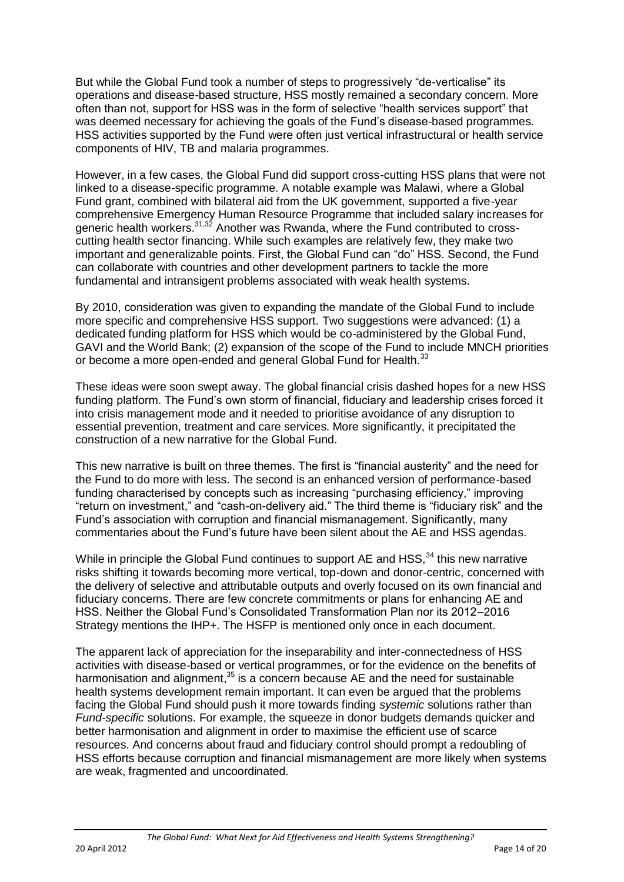But while the Global Fund took a number of steps to progressively "de-verticalise" its operations and disease-based structure, HSS mostly remained a secondary concern. More often than not, support for HSS was in the form of selective "health services support" that was deemed necessary for achieving the goals of the Fund's disease-based programmes. HSS activities supported by the Fund were often just vertical infrastructural or health service components of HIV, TB and malaria programmes.

However, in a few cases, the Global Fund did support cross-cutting HSS plans that were not linked to a disease-specific programme. A notable example was Malawi, where a Global Fund grant, combined with bilateral aid from the UK government, supported a five-year comprehensive Emergency Human Resource Programme that included salary increases for generic health workers.[31,32] Another was Rwanda, where the Fund contributed to cross-cutting health sector financing. While such examples are relatively few, they make two important and generalizable points. First, the Global Fund can "do" HSS. Second, the Fund can collaborate with countries and other development partners to tackle the more fundamental and intransigent problems associated with weak health systems.

By 2010, consideration was given to expanding the mandate of the Global Fund to include more specific and comprehensive HSS support. Two suggestions were advanced: (1) a dedicated funding platform for HSS which would be co-administered by the Global Fund, GAVI and the World Bank; (2) expansion of the scope of the Fund to include MNCH priorities or become a more open-ended and general Global Fund for Health.[33]

These ideas were soon swept away. The global financial crisis dashed hopes for a new HSS funding platform. The Fund's own storm of financial, fiduciary and leadership crises forced it into crisis management mode and it needed to prioritise avoidance of any disruption to essential prevention, treatment and care services. More significantly, it precipitated the construction of a new narrative for the Global Fund.

This new narrative is built on three themes. The first is "financial austerity" and the need for the Fund to do more with less. The second is an enhanced version of performance-based funding characterised by concepts such as increasing "purchasing efficiency," improving "return on investment," and "cash-on-delivery aid." The third theme is "fiduciary risk" and the Fund's association with corruption and financial mismanagement. Significantly, many commentaries about the Fund's future have been silent about the AE and HSS agendas.

While in principle the Global Fund continues to support AE and HSS,[34] this new narrative risks shifting it towards becoming more vertical, top-down and donor-centric, concerned with the delivery of selective and attributable outputs and overly focused on its own financial and fiduciary concerns. There are few concrete commitments or plans for enhancing AE and HSS. Neither the Global Fund's Consolidated Transformation Plan nor its 2012–2016 Strategy mentions the IHP+. The HSFP is mentioned only once in each document.

The apparent lack of appreciation for the inseparability and inter-connectedness of HSS activities with disease-based or vertical programmes, or for the evidence on the benefits of harmonisation and alignment,[35] is a concern because AE and the need for sustainable health systems development remain important. It can even be argued that the problems facing the Global Fund should push it more towards finding *systemic* solutions rather than *Fund-specific* solutions. For example, the squeeze in donor budgets demands quicker and better harmonisation and alignment in order to maximise the efficient use of scarce resources. And concerns about fraud and fiduciary control should prompt a redoubling of HSS efforts because corruption and financial mismanagement are more likely when systems are weak, fragmented and uncoordinated.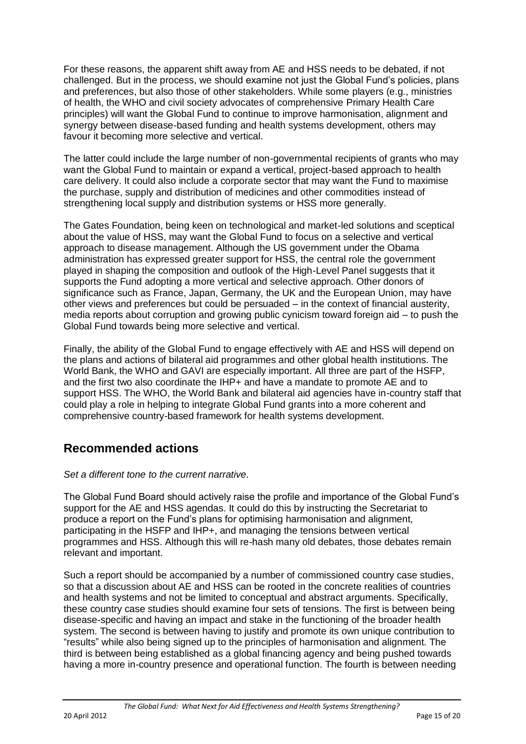For these reasons, the apparent shift away from AE and HSS needs to be debated, if not challenged. But in the process, we should examine not just the Global Fund's policies, plans and preferences, but also those of other stakeholders. While some players (e.g., ministries of health, the WHO and civil society advocates of comprehensive Primary Health Care principles) will want the Global Fund to continue to improve harmonisation, alignment and synergy between disease-based funding and health systems development, others may favour it becoming more selective and vertical.

The latter could include the large number of non-governmental recipients of grants who may want the Global Fund to maintain or expand a vertical, project-based approach to health care delivery. It could also include a corporate sector that may want the Fund to maximise the purchase, supply and distribution of medicines and other commodities instead of strengthening local supply and distribution systems or HSS more generally.

The Gates Foundation, being keen on technological and market-led solutions and sceptical about the value of HSS, may want the Global Fund to focus on a selective and vertical approach to disease management. Although the US government under the Obama administration has expressed greater support for HSS, the central role the government played in shaping the composition and outlook of the High-Level Panel suggests that it supports the Fund adopting a more vertical and selective approach. Other donors of significance such as France, Japan, Germany, the UK and the European Union, may have other views and preferences but could be persuaded – in the context of financial austerity, media reports about corruption and growing public cynicism toward foreign aid – to push the Global Fund towards being more selective and vertical.

Finally, the ability of the Global Fund to engage effectively with AE and HSS will depend on the plans and actions of bilateral aid programmes and other global health institutions. The World Bank, the WHO and GAVI are especially important. All three are part of the HSFP, and the first two also coordinate the IHP+ and have a mandate to promote AE and to support HSS. The WHO, the World Bank and bilateral aid agencies have in-country staff that could play a role in helping to integrate Global Fund grants into a more coherent and comprehensive country-based framework for health systems development.

## Recommended actions

*Set a different tone to the current narrative.*

The Global Fund Board should actively raise the profile and importance of the Global Fund's support for the AE and HSS agendas. It could do this by instructing the Secretariat to produce a report on the Fund's plans for optimising harmonisation and alignment, participating in the HSFP and IHP+, and managing the tensions between vertical programmes and HSS. Although this will re-hash many old debates, those debates remain relevant and important.

Such a report should be accompanied by a number of commissioned country case studies, so that a discussion about AE and HSS can be rooted in the concrete realities of countries and health systems and not be limited to conceptual and abstract arguments. Specifically, these country case studies should examine four sets of tensions. The first is between being disease-specific and having an impact and stake in the functioning of the broader health system. The second is between having to justify and promote its own unique contribution to "results" while also being signed up to the principles of harmonisation and alignment. The third is between being established as a global financing agency and being pushed towards having a more in-country presence and operational function. The fourth is between needing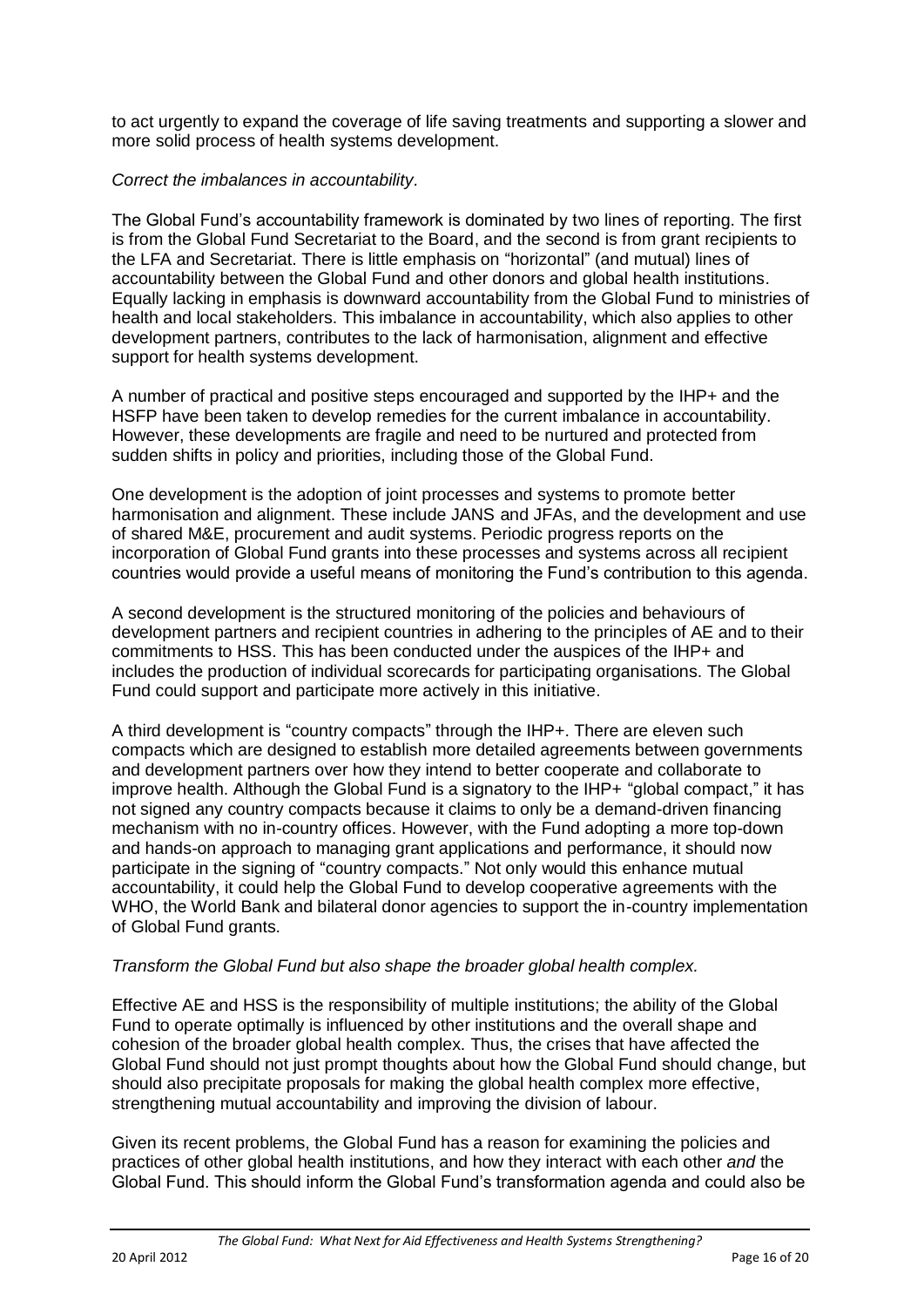to act urgently to expand the coverage of life saving treatments and supporting a slower and more solid process of health systems development.

*Correct the imbalances in accountability.*

The Global Fund's accountability framework is dominated by two lines of reporting. The first is from the Global Fund Secretariat to the Board, and the second is from grant recipients to the LFA and Secretariat. There is little emphasis on "horizontal" (and mutual) lines of accountability between the Global Fund and other donors and global health institutions. Equally lacking in emphasis is downward accountability from the Global Fund to ministries of health and local stakeholders. This imbalance in accountability, which also applies to other development partners, contributes to the lack of harmonisation, alignment and effective support for health systems development.

A number of practical and positive steps encouraged and supported by the IHP+ and the HSFP have been taken to develop remedies for the current imbalance in accountability. However, these developments are fragile and need to be nurtured and protected from sudden shifts in policy and priorities, including those of the Global Fund.

One development is the adoption of joint processes and systems to promote better harmonisation and alignment. These include JANS and JFAs, and the development and use of shared M&E, procurement and audit systems. Periodic progress reports on the incorporation of Global Fund grants into these processes and systems across all recipient countries would provide a useful means of monitoring the Fund's contribution to this agenda.

A second development is the structured monitoring of the policies and behaviours of development partners and recipient countries in adhering to the principles of AE and to their commitments to HSS. This has been conducted under the auspices of the IHP+ and includes the production of individual scorecards for participating organisations. The Global Fund could support and participate more actively in this initiative.

A third development is "country compacts" through the IHP+. There are eleven such compacts which are designed to establish more detailed agreements between governments and development partners over how they intend to better cooperate and collaborate to improve health. Although the Global Fund is a signatory to the IHP+ "global compact," it has not signed any country compacts because it claims to only be a demand-driven financing mechanism with no in-country offices. However, with the Fund adopting a more top-down and hands-on approach to managing grant applications and performance, it should now participate in the signing of "country compacts." Not only would this enhance mutual accountability, it could help the Global Fund to develop cooperative agreements with the WHO, the World Bank and bilateral donor agencies to support the in-country implementation of Global Fund grants.

*Transform the Global Fund but also shape the broader global health complex.*

Effective AE and HSS is the responsibility of multiple institutions; the ability of the Global Fund to operate optimally is influenced by other institutions and the overall shape and cohesion of the broader global health complex. Thus, the crises that have affected the Global Fund should not just prompt thoughts about how the Global Fund should change, but should also precipitate proposals for making the global health complex more effective, strengthening mutual accountability and improving the division of labour.

Given its recent problems, the Global Fund has a reason for examining the policies and practices of other global health institutions, and how they interact with each other *and* the Global Fund. This should inform the Global Fund's transformation agenda and could also be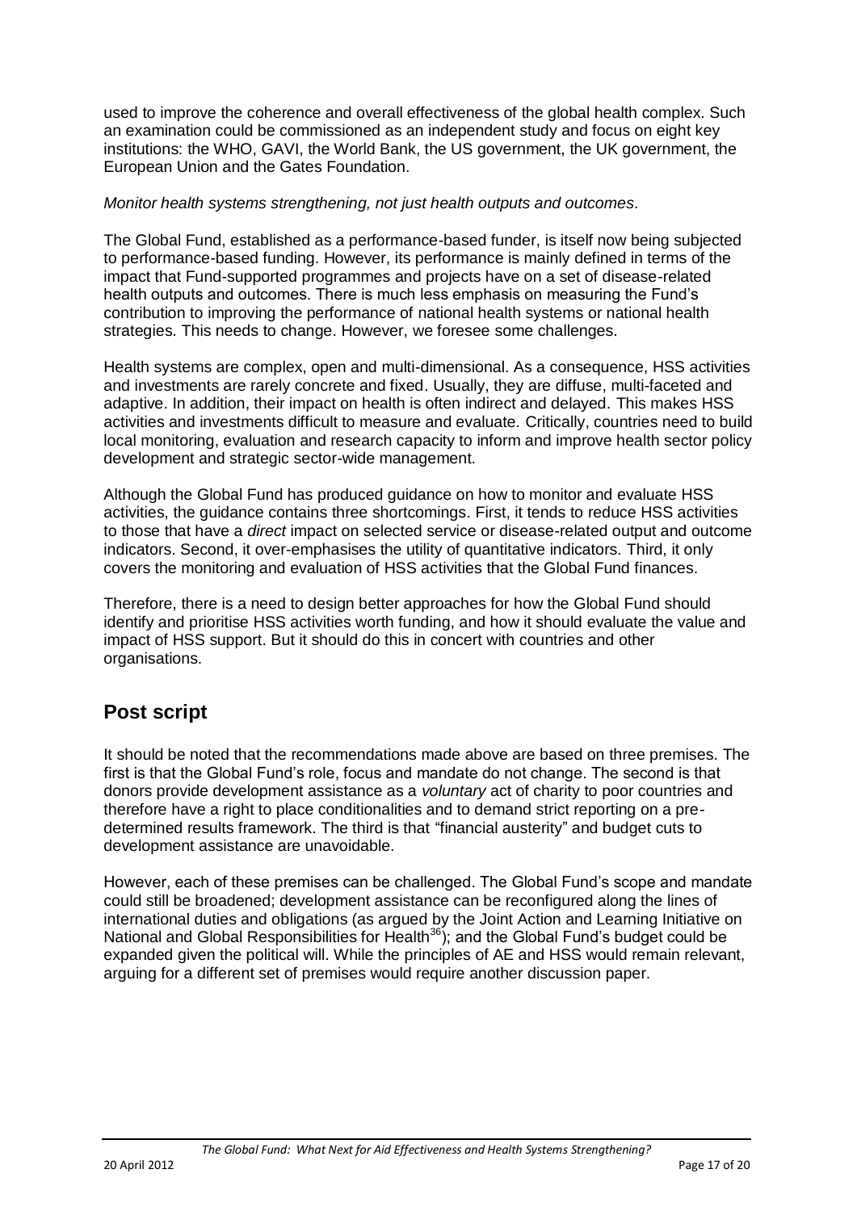used to improve the coherence and overall effectiveness of the global health complex. Such an examination could be commissioned as an independent study and focus on eight key institutions: the WHO, GAVI, the World Bank, the US government, the UK government, the European Union and the Gates Foundation.

*Monitor health systems strengthening, not just health outputs and outcomes.*

The Global Fund, established as a performance-based funder, is itself now being subjected to performance-based funding. However, its performance is mainly defined in terms of the impact that Fund-supported programmes and projects have on a set of disease-related health outputs and outcomes. There is much less emphasis on measuring the Fund's contribution to improving the performance of national health systems or national health strategies. This needs to change. However, we foresee some challenges.

Health systems are complex, open and multi-dimensional. As a consequence, HSS activities and investments are rarely concrete and fixed. Usually, they are diffuse, multi-faceted and adaptive. In addition, their impact on health is often indirect and delayed. This makes HSS activities and investments difficult to measure and evaluate. Critically, countries need to build local monitoring, evaluation and research capacity to inform and improve health sector policy development and strategic sector-wide management.

Although the Global Fund has produced guidance on how to monitor and evaluate HSS activities, the guidance contains three shortcomings. First, it tends to reduce HSS activities to those that have a *direct* impact on selected service or disease-related output and outcome indicators. Second, it over-emphasises the utility of quantitative indicators. Third, it only covers the monitoring and evaluation of HSS activities that the Global Fund finances.

Therefore, there is a need to design better approaches for how the Global Fund should identify and prioritise HSS activities worth funding, and how it should evaluate the value and impact of HSS support. But it should do this in concert with countries and other organisations.

## Post script

It should be noted that the recommendations made above are based on three premises. The first is that the Global Fund's role, focus and mandate do not change. The second is that donors provide development assistance as a *voluntary* act of charity to poor countries and therefore have a right to place conditionalities and to demand strict reporting on a pre-determined results framework. The third is that "financial austerity" and budget cuts to development assistance are unavoidable.

However, each of these premises can be challenged. The Global Fund's scope and mandate could still be broadened; development assistance can be reconfigured along the lines of international duties and obligations (as argued by the Joint Action and Learning Initiative on National and Global Responsibilities for Health[36]); and the Global Fund's budget could be expanded given the political will. While the principles of AE and HSS would remain relevant, arguing for a different set of premises would require another discussion paper.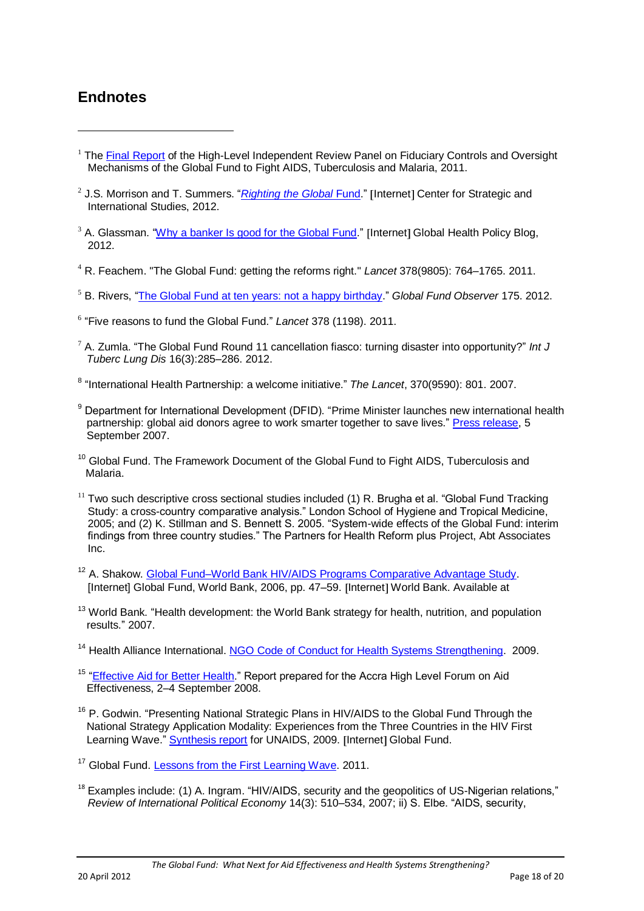## Endnotes

[1] The Final Report of the High-Level Independent Review Panel on Fiduciary Controls and Oversight Mechanisms of the Global Fund to Fight AIDS, Tuberculosis and Malaria, 2011.

[2] J.S. Morrison and T. Summers. "*Righting the Global* Fund." [Internet] Center for Strategic and International Studies, 2012.

[3] A. Glassman. "Why a banker Is good for the Global Fund." [Internet] Global Health Policy Blog, 2012.

[4] R. Feachem. "The Global Fund: getting the reforms right." *Lancet* 378(9805): 764–1765. 2011.

[5] B. Rivers, "The Global Fund at ten years: not a happy birthday." *Global Fund Observer* 175. 2012.

[6] "Five reasons to fund the Global Fund." *Lancet* 378 (1198). 2011.

[7] A. Zumla. "The Global Fund Round 11 cancellation fiasco: turning disaster into opportunity?" *Int J Tuberc Lung Dis* 16(3):285–286. 2012.

[8] "International Health Partnership: a welcome initiative." *The Lancet*, 370(9590): 801. 2007.

[9] Department for International Development (DFID). "Prime Minister launches new international health partnership: global aid donors agree to work smarter together to save lives." Press release, 5 September 2007.

[10] Global Fund. The Framework Document of the Global Fund to Fight AIDS, Tuberculosis and Malaria.

[11] Two such descriptive cross sectional studies included (1) R. Brugha et al. "Global Fund Tracking Study: a cross-country comparative analysis." London School of Hygiene and Tropical Medicine, 2005; and (2) K. Stillman and S. Bennett S. 2005. "System-wide effects of the Global Fund: interim findings from three country studies." The Partners for Health Reform plus Project, Abt Associates Inc.

[12] A. Shakow. Global Fund–World Bank HIV/AIDS Programs Comparative Advantage Study. [Internet] Global Fund, World Bank, 2006, pp. 47–59. [Internet] World Bank. Available at

[13] World Bank. "Health development: the World Bank strategy for health, nutrition, and population results." 2007.

[14] Health Alliance International. NGO Code of Conduct for Health Systems Strengthening. 2009.

[15] "Effective Aid for Better Health." Report prepared for the Accra High Level Forum on Aid Effectiveness, 2–4 September 2008.

[16] P. Godwin. "Presenting National Strategic Plans in HIV/AIDS to the Global Fund Through the National Strategy Application Modality: Experiences from the Three Countries in the HIV First Learning Wave." Synthesis report for UNAIDS, 2009. [Internet] Global Fund.

[17] Global Fund. Lessons from the First Learning Wave. 2011.

[18] Examples include: (1) A. Ingram. "HIV/AIDS, security and the geopolitics of US-Nigerian relations," *Review of International Political Economy* 14(3): 510–534, 2007; ii) S. Elbe. "AIDS, security,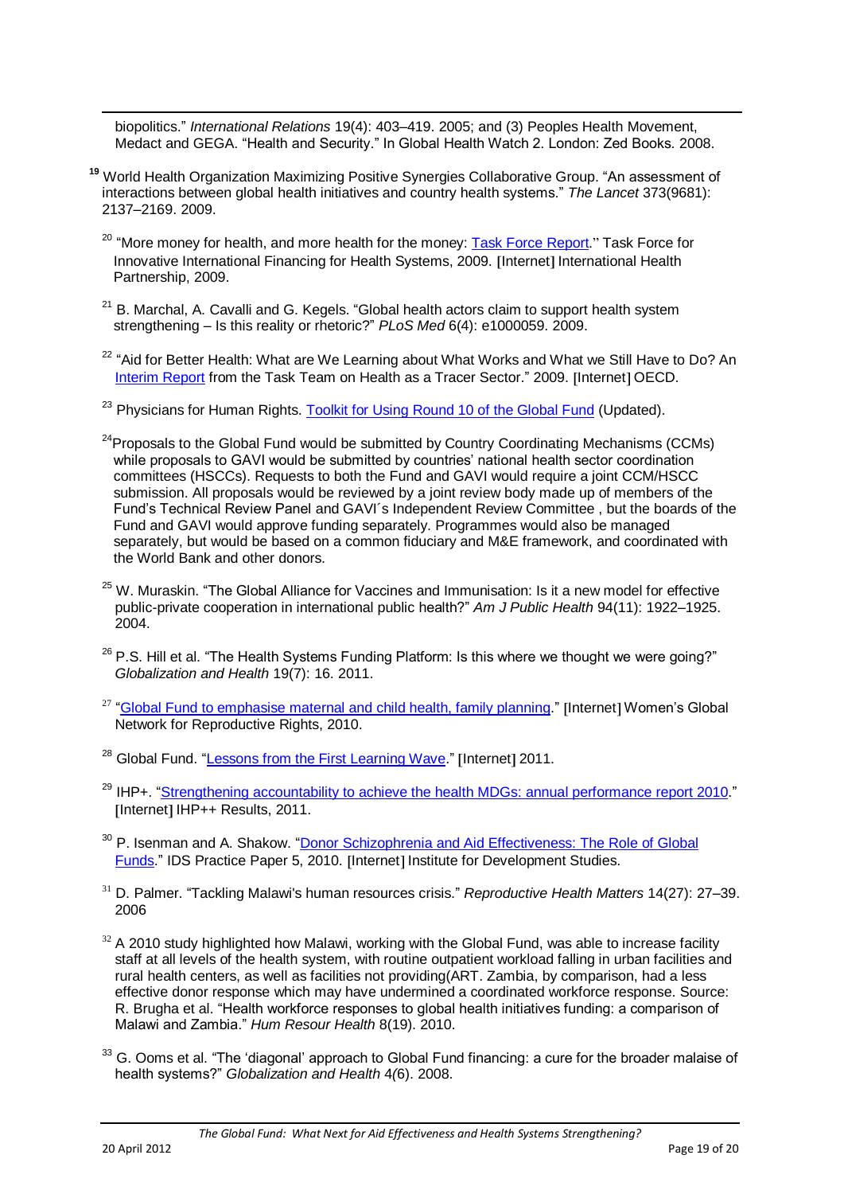biopolitics." *International Relations* 19(4): 403–419. 2005; and (3) Peoples Health Movement, Medact and GEGA. "Health and Security." In Global Health Watch 2. London: Zed Books. 2008.

[19] World Health Organization Maximizing Positive Synergies Collaborative Group. "An assessment of interactions between global health initiatives and country health systems." *The Lancet* 373(9681): 2137–2169. 2009.

[20] "More money for health, and more health for the money: Task Force Report." Task Force for Innovative International Financing for Health Systems, 2009. [Internet] International Health Partnership, 2009.

[21] B. Marchal, A. Cavalli and G. Kegels. "Global health actors claim to support health system strengthening – Is this reality or rhetoric?" *PLoS Med* 6(4): e1000059. 2009.

[22] "Aid for Better Health: What are We Learning about What Works and What we Still Have to Do? An Interim Report from the Task Team on Health as a Tracer Sector." 2009. [Internet] OECD.

[23] Physicians for Human Rights. Toolkit for Using Round 10 of the Global Fund (Updated).

[24] Proposals to the Global Fund would be submitted by Country Coordinating Mechanisms (CCMs) while proposals to GAVI would be submitted by countries' national health sector coordination committees (HSCCs). Requests to both the Fund and GAVI would require a joint CCM/HSCC submission. All proposals would be reviewed by a joint review body made up of members of the Fund's Technical Review Panel and GAVI´s Independent Review Committee , but the boards of the Fund and GAVI would approve funding separately. Programmes would also be managed separately, but would be based on a common fiduciary and M&E framework, and coordinated with the World Bank and other donors.

[25] W. Muraskin. "The Global Alliance for Vaccines and Immunisation: Is it a new model for effective public-private cooperation in international public health?" *Am J Public Health* 94(11): 1922–1925. 2004.

[26] P.S. Hill et al. "The Health Systems Funding Platform: Is this where we thought we were going?" *Globalization and Health* 19(7): 16. 2011.

[27] "Global Fund to emphasise maternal and child health, family planning." [Internet] Women's Global Network for Reproductive Rights, 2010.

[28] Global Fund. "Lessons from the First Learning Wave." [Internet] 2011.

[29] IHP+. "Strengthening accountability to achieve the health MDGs: annual performance report 2010." [Internet] IHP++ Results, 2011.

[30] P. Isenman and A. Shakow. "Donor Schizophrenia and Aid Effectiveness: The Role of Global Funds." IDS Practice Paper 5, 2010. [Internet] Institute for Development Studies.

[31] D. Palmer. "Tackling Malawi's human resources crisis." *Reproductive Health Matters* 14(27): 27–39. 2006

[32] A 2010 study highlighted how Malawi, working with the Global Fund, was able to increase facility staff at all levels of the health system, with routine outpatient workload falling in urban facilities and rural health centers, as well as facilities not providing(ART. Zambia, by comparison, had a less effective donor response which may have undermined a coordinated workforce response. Source: R. Brugha et al. "Health workforce responses to global health initiatives funding: a comparison of Malawi and Zambia." *Hum Resour Health* 8(19). 2010.

[33] G. Ooms et al. "The 'diagonal' approach to Global Fund financing: a cure for the broader malaise of health systems?" *Globalization and Health* 4*(*6). 2008.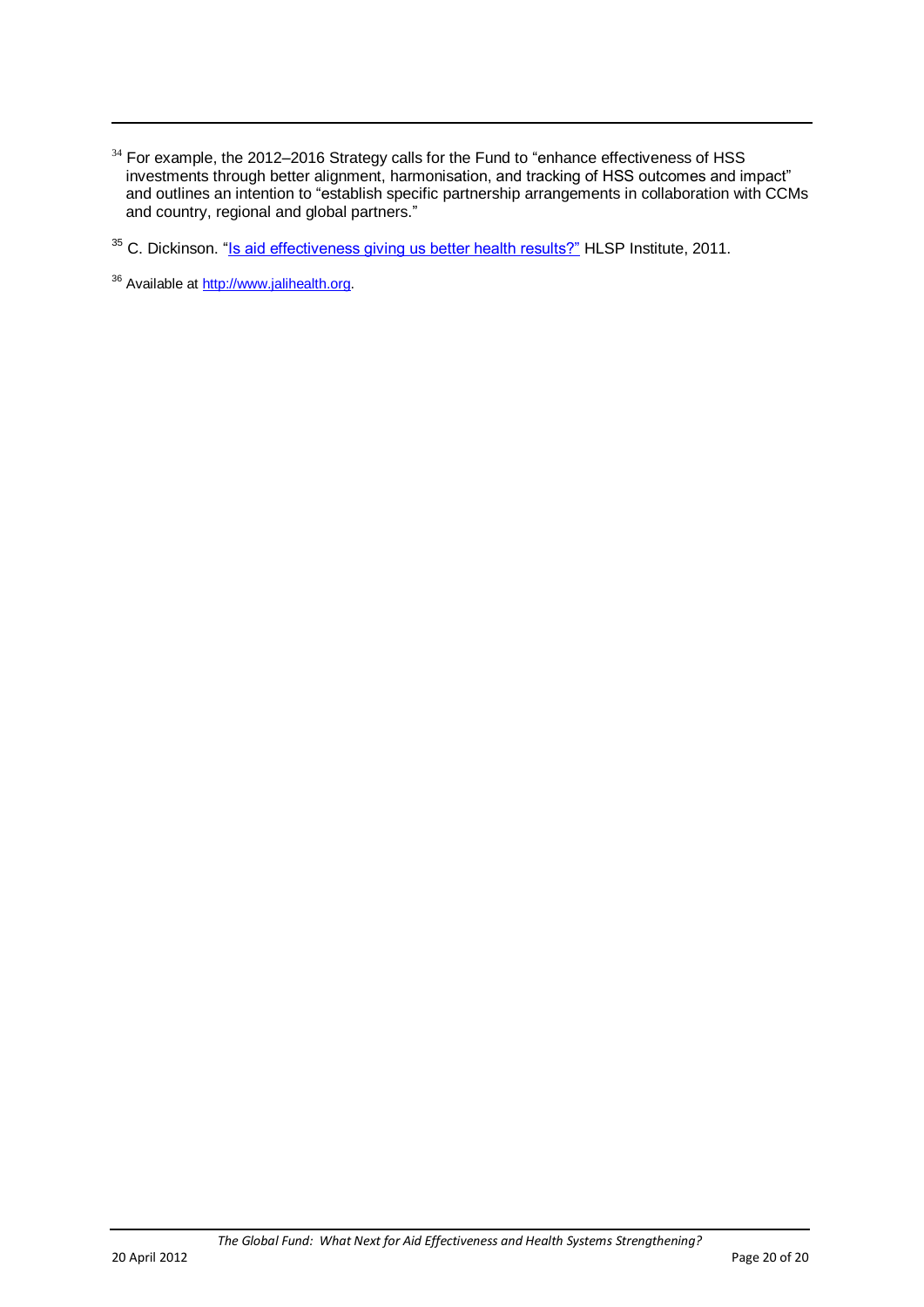[34] For example, the 2012–2016 Strategy calls for the Fund to "enhance effectiveness of HSS investments through better alignment, harmonisation, and tracking of HSS outcomes and impact" and outlines an intention to "establish specific partnership arrangements in collaboration with CCMs and country, regional and global partners."

[35] C. Dickinson. "Is aid effectiveness giving us better health results?" HLSP Institute, 2011.

[36] Available at http://www.jalihealth.org.